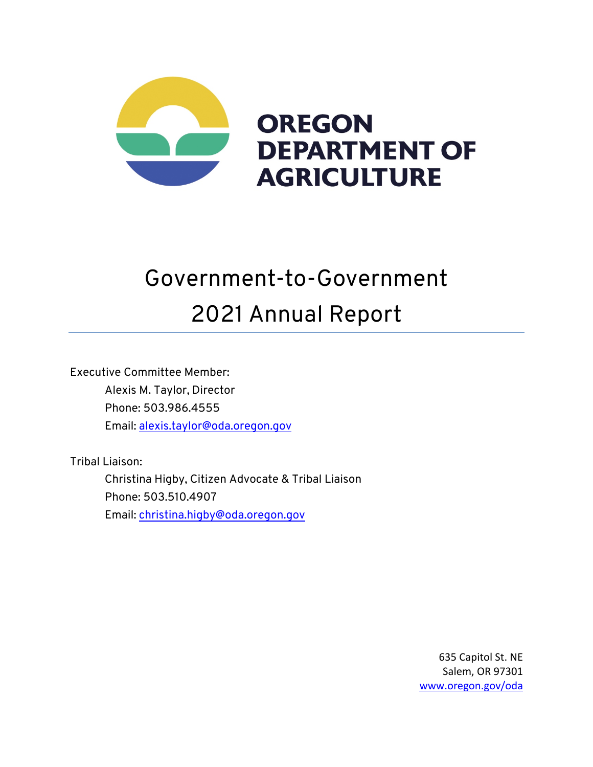# OREGON DEPARTMENT OF AGRICULTURE

# Government-to-Government 2021 Annual Report

Executive Committee Member:

Alexis M. Taylor, Director
Phone: 503.986.4555
Email: alexis.taylor@oda.oregon.gov

Tribal Liaison:

Christina Higby, Citizen Advocate & Tribal Liaison
Phone: 503.510.4907
Email: christina.higby@oda.oregon.gov

635 Capitol St. NE
Salem, OR 97301
www.oregon.gov/oda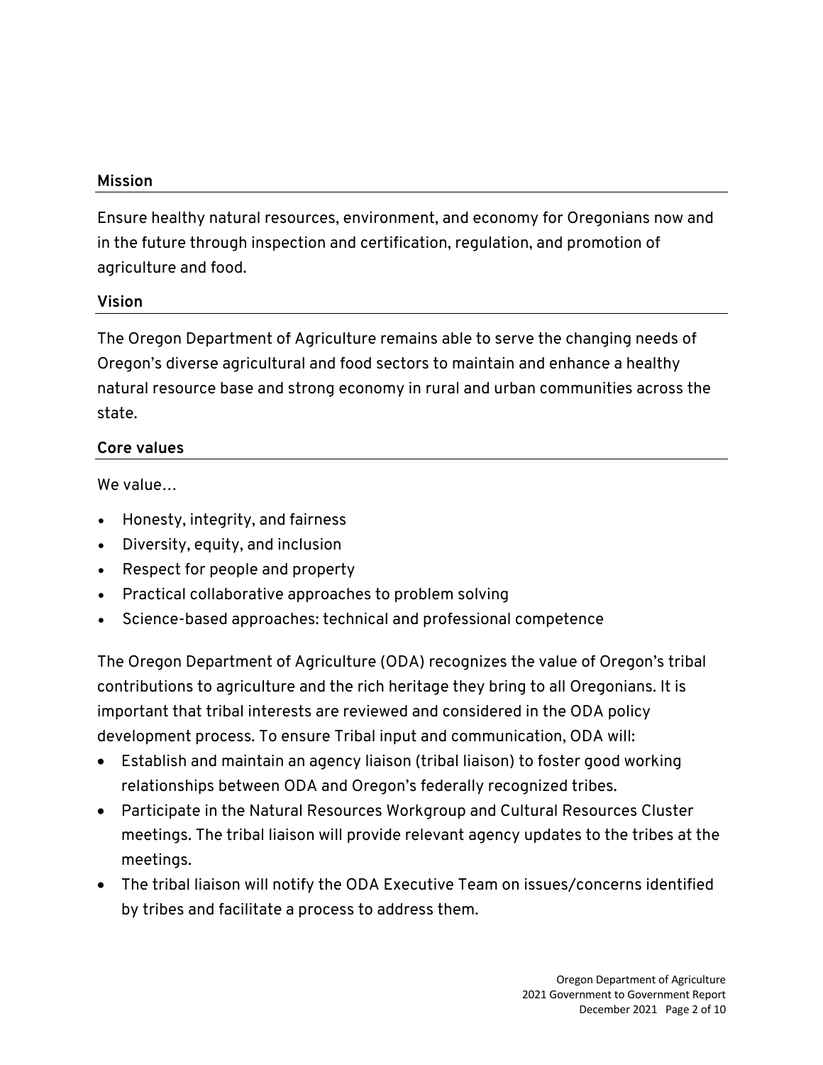## Mission

Ensure healthy natural resources, environment, and economy for Oregonians now and in the future through inspection and certification, regulation, and promotion of agriculture and food.

## Vision

The Oregon Department of Agriculture remains able to serve the changing needs of Oregon's diverse agricultural and food sectors to maintain and enhance a healthy natural resource base and strong economy in rural and urban communities across the state.

## Core values

We value…

- Honesty, integrity, and fairness
- Diversity, equity, and inclusion
- Respect for people and property
- Practical collaborative approaches to problem solving
- Science-based approaches: technical and professional competence

The Oregon Department of Agriculture (ODA) recognizes the value of Oregon's tribal contributions to agriculture and the rich heritage they bring to all Oregonians. It is important that tribal interests are reviewed and considered in the ODA policy development process. To ensure Tribal input and communication, ODA will:

- Establish and maintain an agency liaison (tribal liaison) to foster good working relationships between ODA and Oregon's federally recognized tribes.
- Participate in the Natural Resources Workgroup and Cultural Resources Cluster meetings. The tribal liaison will provide relevant agency updates to the tribes at the meetings.
- The tribal liaison will notify the ODA Executive Team on issues/concerns identified by tribes and facilitate a process to address them.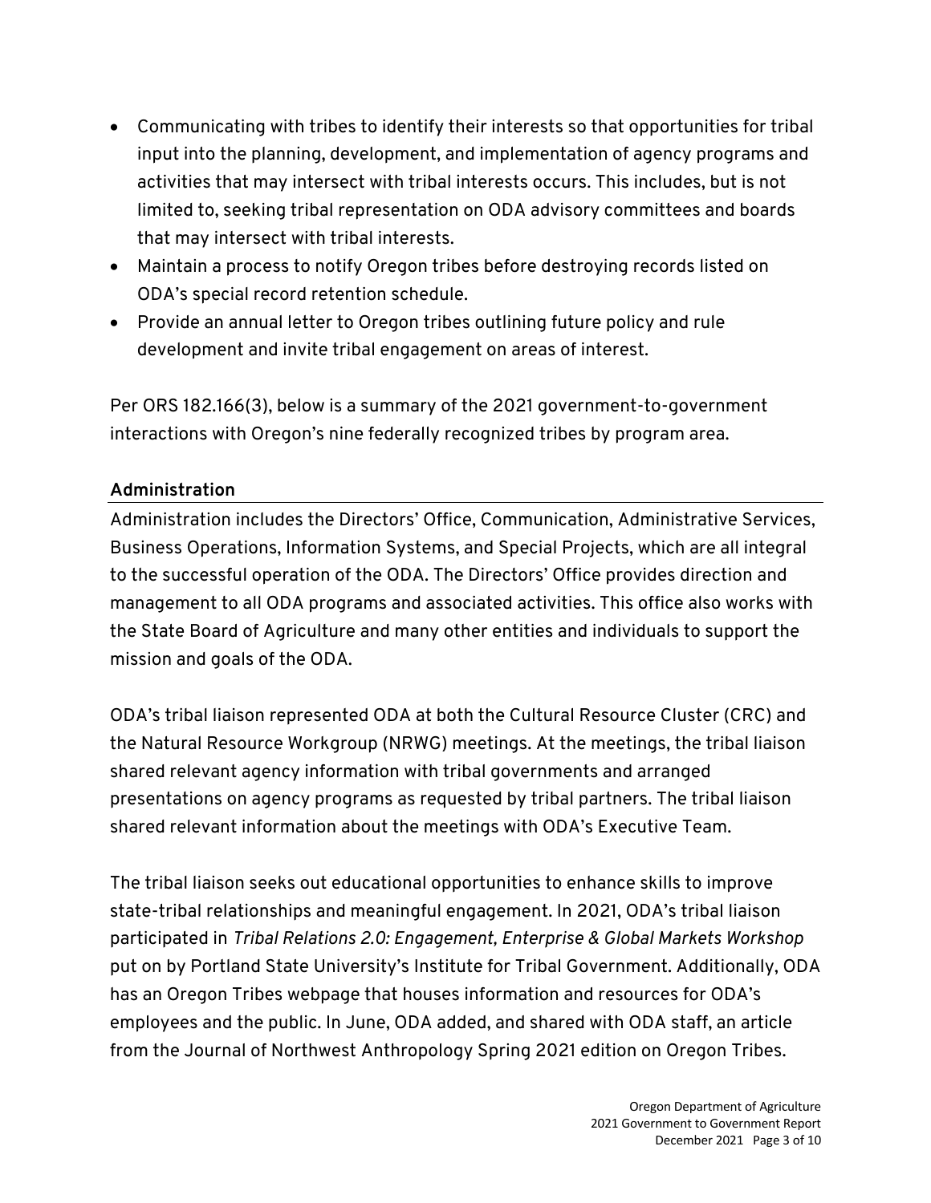- Communicating with tribes to identify their interests so that opportunities for tribal input into the planning, development, and implementation of agency programs and activities that may intersect with tribal interests occurs. This includes, but is not limited to, seeking tribal representation on ODA advisory committees and boards that may intersect with tribal interests.
- Maintain a process to notify Oregon tribes before destroying records listed on ODA's special record retention schedule.
- Provide an annual letter to Oregon tribes outlining future policy and rule development and invite tribal engagement on areas of interest.

Per ORS 182.166(3), below is a summary of the 2021 government-to-government interactions with Oregon's nine federally recognized tribes by program area.

## Administration

Administration includes the Directors' Office, Communication, Administrative Services, Business Operations, Information Systems, and Special Projects, which are all integral to the successful operation of the ODA. The Directors' Office provides direction and management to all ODA programs and associated activities. This office also works with the State Board of Agriculture and many other entities and individuals to support the mission and goals of the ODA.

ODA's tribal liaison represented ODA at both the Cultural Resource Cluster (CRC) and the Natural Resource Workgroup (NRWG) meetings. At the meetings, the tribal liaison shared relevant agency information with tribal governments and arranged presentations on agency programs as requested by tribal partners. The tribal liaison shared relevant information about the meetings with ODA's Executive Team.

The tribal liaison seeks out educational opportunities to enhance skills to improve state-tribal relationships and meaningful engagement. In 2021, ODA's tribal liaison participated in *Tribal Relations 2.0: Engagement, Enterprise & Global Markets Workshop* put on by Portland State University's Institute for Tribal Government. Additionally, ODA has an Oregon Tribes webpage that houses information and resources for ODA's employees and the public. In June, ODA added, and shared with ODA staff, an article from the Journal of Northwest Anthropology Spring 2021 edition on Oregon Tribes.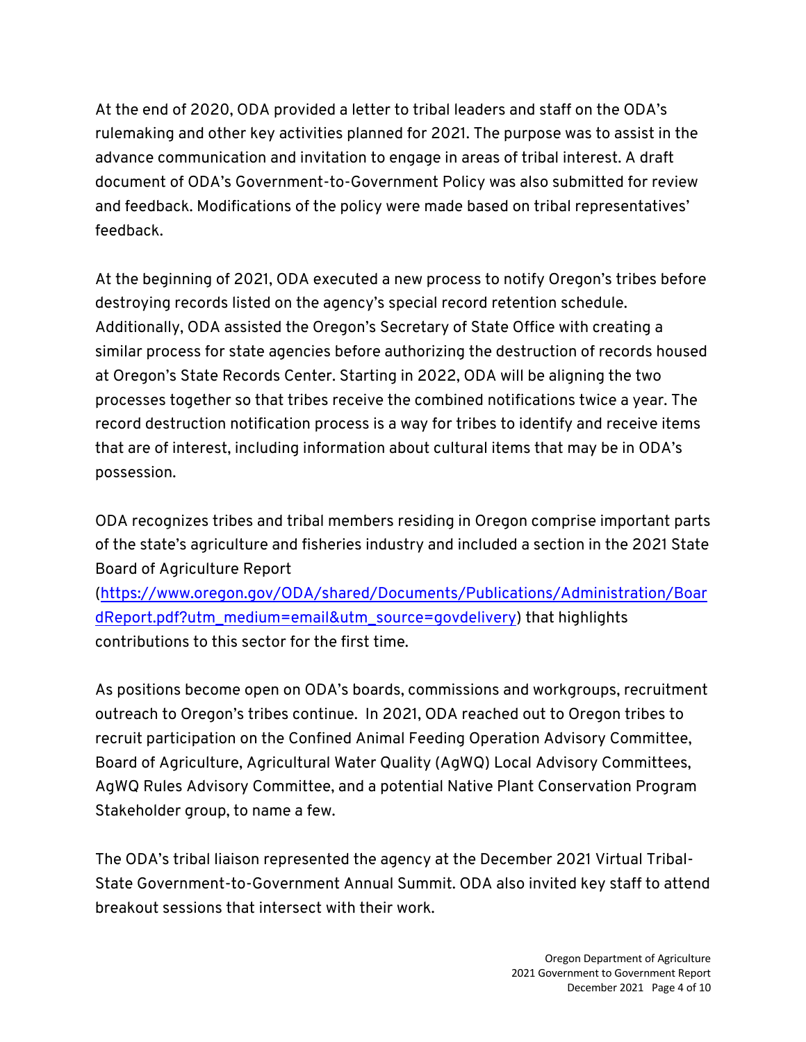At the end of 2020, ODA provided a letter to tribal leaders and staff on the ODA's rulemaking and other key activities planned for 2021. The purpose was to assist in the advance communication and invitation to engage in areas of tribal interest. A draft document of ODA's Government-to-Government Policy was also submitted for review and feedback. Modifications of the policy were made based on tribal representatives' feedback.

At the beginning of 2021, ODA executed a new process to notify Oregon's tribes before destroying records listed on the agency's special record retention schedule. Additionally, ODA assisted the Oregon's Secretary of State Office with creating a similar process for state agencies before authorizing the destruction of records housed at Oregon's State Records Center. Starting in 2022, ODA will be aligning the two processes together so that tribes receive the combined notifications twice a year. The record destruction notification process is a way for tribes to identify and receive items that are of interest, including information about cultural items that may be in ODA's possession.

ODA recognizes tribes and tribal members residing in Oregon comprise important parts of the state's agriculture and fisheries industry and included a section in the 2021 State Board of Agriculture Report (https://www.oregon.gov/ODA/shared/Documents/Publications/Administration/BoardReport.pdf?utm_medium=email&utm_source=govdelivery) that highlights contributions to this sector for the first time.

As positions become open on ODA's boards, commissions and workgroups, recruitment outreach to Oregon's tribes continue. In 2021, ODA reached out to Oregon tribes to recruit participation on the Confined Animal Feeding Operation Advisory Committee, Board of Agriculture, Agricultural Water Quality (AgWQ) Local Advisory Committees, AgWQ Rules Advisory Committee, and a potential Native Plant Conservation Program Stakeholder group, to name a few.

The ODA's tribal liaison represented the agency at the December 2021 Virtual Tribal-State Government-to-Government Annual Summit. ODA also invited key staff to attend breakout sessions that intersect with their work.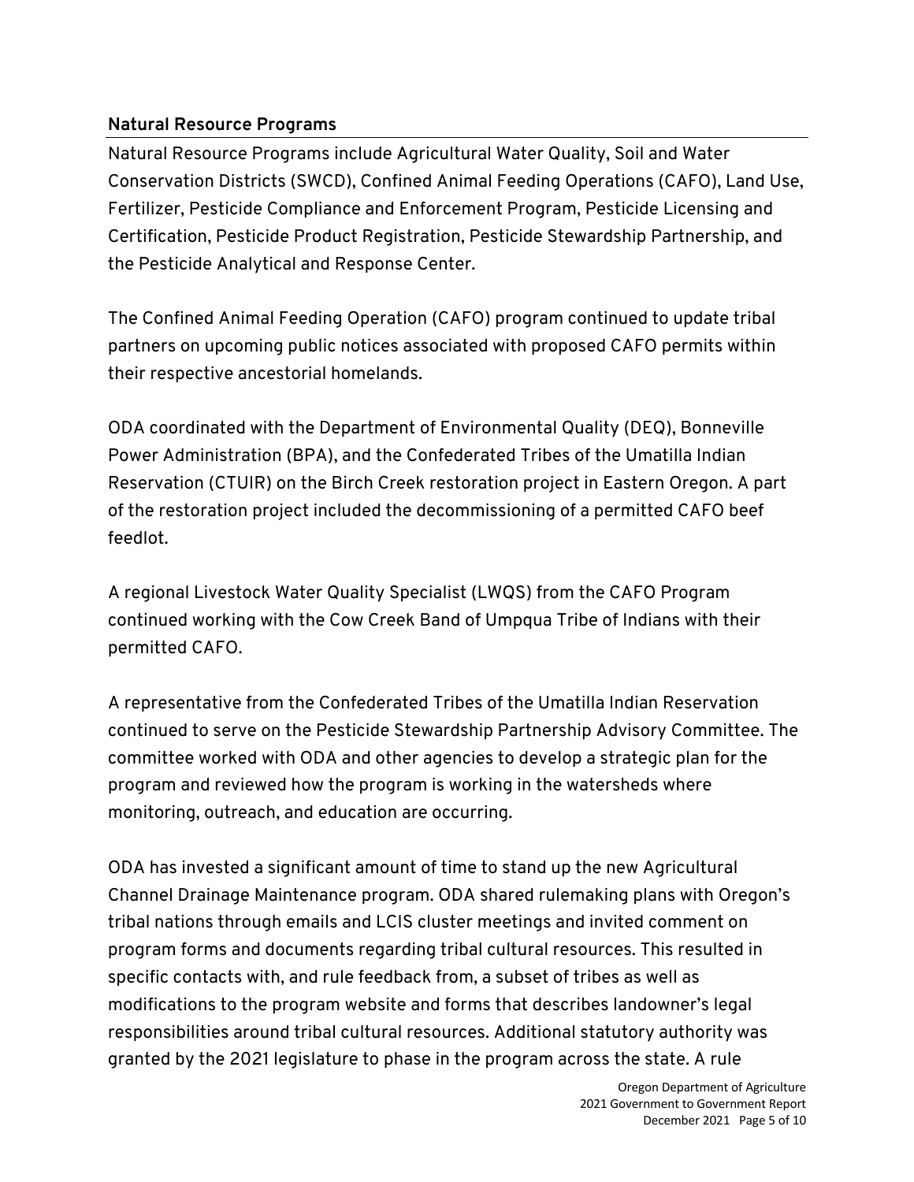## Natural Resource Programs

Natural Resource Programs include Agricultural Water Quality, Soil and Water Conservation Districts (SWCD), Confined Animal Feeding Operations (CAFO), Land Use, Fertilizer, Pesticide Compliance and Enforcement Program, Pesticide Licensing and Certification, Pesticide Product Registration, Pesticide Stewardship Partnership, and the Pesticide Analytical and Response Center.

The Confined Animal Feeding Operation (CAFO) program continued to update tribal partners on upcoming public notices associated with proposed CAFO permits within their respective ancestorial homelands.

ODA coordinated with the Department of Environmental Quality (DEQ), Bonneville Power Administration (BPA), and the Confederated Tribes of the Umatilla Indian Reservation (CTUIR) on the Birch Creek restoration project in Eastern Oregon. A part of the restoration project included the decommissioning of a permitted CAFO beef feedlot.

A regional Livestock Water Quality Specialist (LWQS) from the CAFO Program continued working with the Cow Creek Band of Umpqua Tribe of Indians with their permitted CAFO.

A representative from the Confederated Tribes of the Umatilla Indian Reservation continued to serve on the Pesticide Stewardship Partnership Advisory Committee. The committee worked with ODA and other agencies to develop a strategic plan for the program and reviewed how the program is working in the watersheds where monitoring, outreach, and education are occurring.

ODA has invested a significant amount of time to stand up the new Agricultural Channel Drainage Maintenance program. ODA shared rulemaking plans with Oregon's tribal nations through emails and LCIS cluster meetings and invited comment on program forms and documents regarding tribal cultural resources. This resulted in specific contacts with, and rule feedback from, a subset of tribes as well as modifications to the program website and forms that describes landowner's legal responsibilities around tribal cultural resources. Additional statutory authority was granted by the 2021 legislature to phase in the program across the state. A rule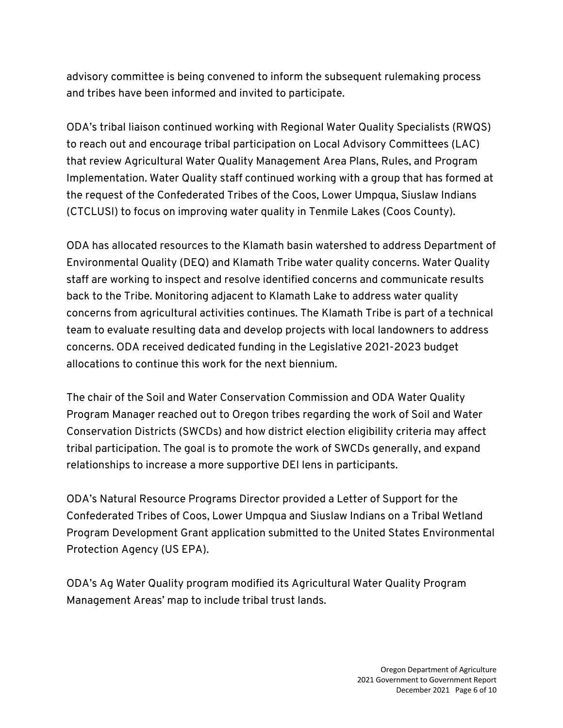advisory committee is being convened to inform the subsequent rulemaking process and tribes have been informed and invited to participate.

ODA's tribal liaison continued working with Regional Water Quality Specialists (RWQS) to reach out and encourage tribal participation on Local Advisory Committees (LAC) that review Agricultural Water Quality Management Area Plans, Rules, and Program Implementation. Water Quality staff continued working with a group that has formed at the request of the Confederated Tribes of the Coos, Lower Umpqua, Siuslaw Indians (CTCLUSI) to focus on improving water quality in Tenmile Lakes (Coos County).

ODA has allocated resources to the Klamath basin watershed to address Department of Environmental Quality (DEQ) and Klamath Tribe water quality concerns. Water Quality staff are working to inspect and resolve identified concerns and communicate results back to the Tribe. Monitoring adjacent to Klamath Lake to address water quality concerns from agricultural activities continues. The Klamath Tribe is part of a technical team to evaluate resulting data and develop projects with local landowners to address concerns. ODA received dedicated funding in the Legislative 2021-2023 budget allocations to continue this work for the next biennium.

The chair of the Soil and Water Conservation Commission and ODA Water Quality Program Manager reached out to Oregon tribes regarding the work of Soil and Water Conservation Districts (SWCDs) and how district election eligibility criteria may affect tribal participation. The goal is to promote the work of SWCDs generally, and expand relationships to increase a more supportive DEI lens in participants.

ODA's Natural Resource Programs Director provided a Letter of Support for the Confederated Tribes of Coos, Lower Umpqua and Siuslaw Indians on a Tribal Wetland Program Development Grant application submitted to the United States Environmental Protection Agency (US EPA).

ODA's Ag Water Quality program modified its Agricultural Water Quality Program Management Areas' map to include tribal trust lands.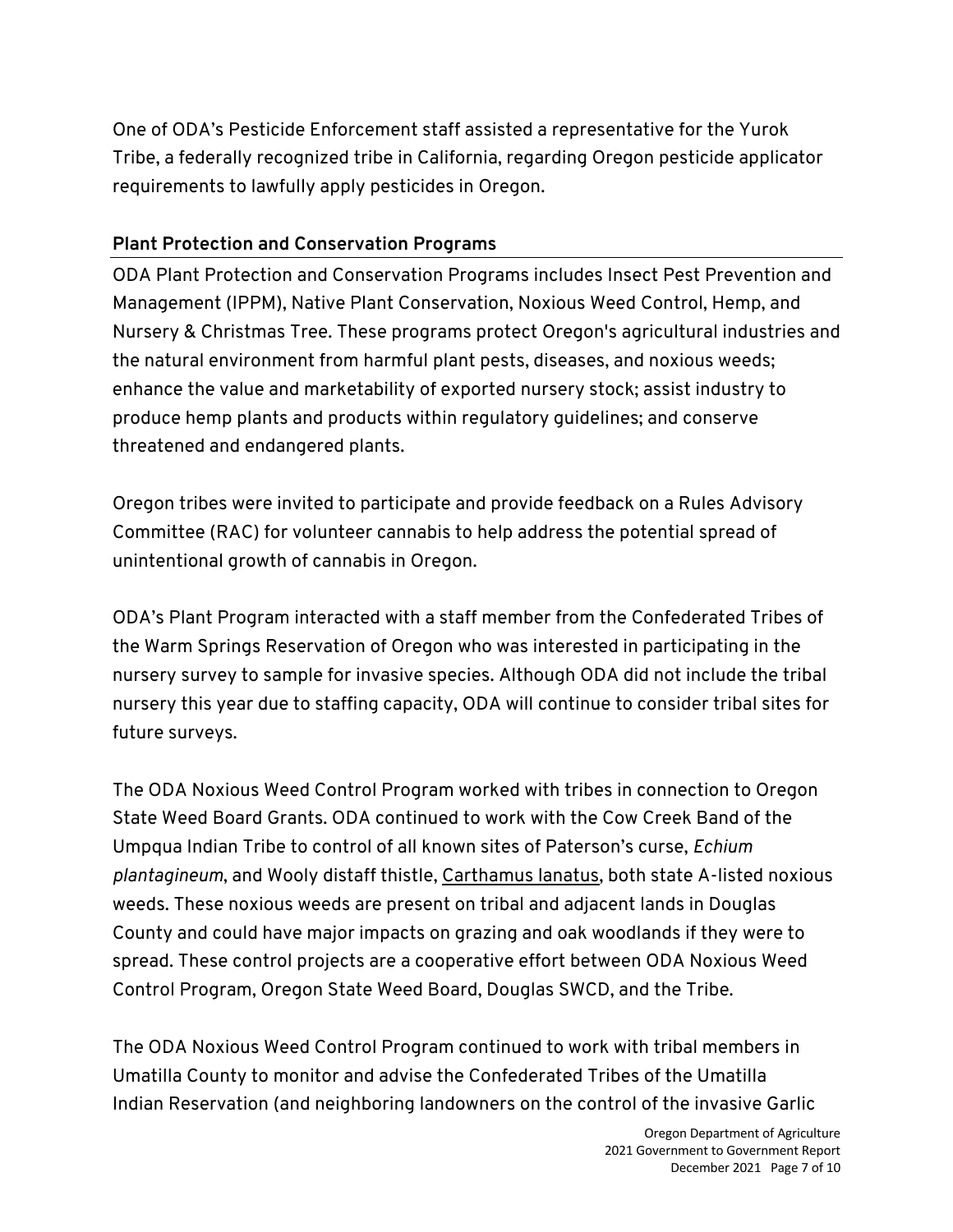One of ODA's Pesticide Enforcement staff assisted a representative for the Yurok Tribe, a federally recognized tribe in California, regarding Oregon pesticide applicator requirements to lawfully apply pesticides in Oregon.

## Plant Protection and Conservation Programs

ODA Plant Protection and Conservation Programs includes Insect Pest Prevention and Management (IPPM), Native Plant Conservation, Noxious Weed Control, Hemp, and Nursery & Christmas Tree. These programs protect Oregon's agricultural industries and the natural environment from harmful plant pests, diseases, and noxious weeds; enhance the value and marketability of exported nursery stock; assist industry to produce hemp plants and products within regulatory guidelines; and conserve threatened and endangered plants.

Oregon tribes were invited to participate and provide feedback on a Rules Advisory Committee (RAC) for volunteer cannabis to help address the potential spread of unintentional growth of cannabis in Oregon.

ODA's Plant Program interacted with a staff member from the Confederated Tribes of the Warm Springs Reservation of Oregon who was interested in participating in the nursery survey to sample for invasive species. Although ODA did not include the tribal nursery this year due to staffing capacity, ODA will continue to consider tribal sites for future surveys.

The ODA Noxious Weed Control Program worked with tribes in connection to Oregon State Weed Board Grants. ODA continued to work with the Cow Creek Band of the Umpqua Indian Tribe to control of all known sites of Paterson's curse, *Echium plantagineum*, and Wooly distaff thistle, Carthamus lanatus, both state A-listed noxious weeds. These noxious weeds are present on tribal and adjacent lands in Douglas County and could have major impacts on grazing and oak woodlands if they were to spread. These control projects are a cooperative effort between ODA Noxious Weed Control Program, Oregon State Weed Board, Douglas SWCD, and the Tribe.

The ODA Noxious Weed Control Program continued to work with tribal members in Umatilla County to monitor and advise the Confederated Tribes of the Umatilla Indian Reservation (and neighboring landowners on the control of the invasive Garlic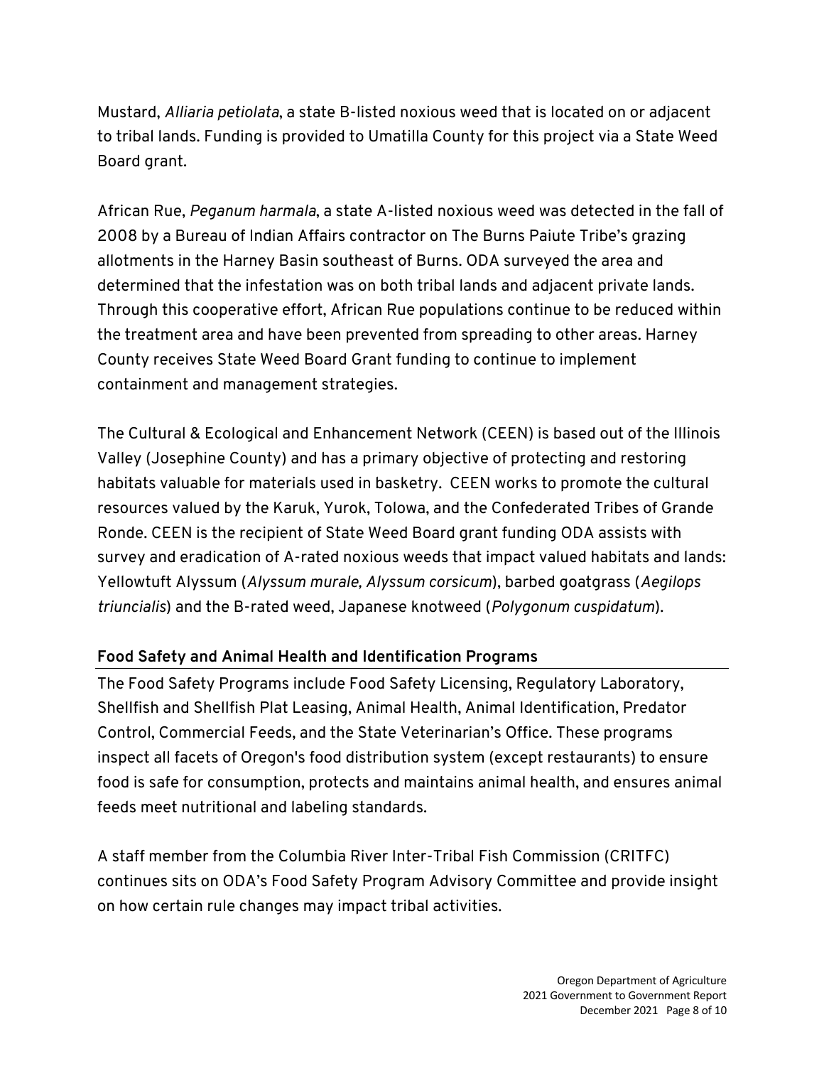Mustard, *Alliaria petiolata*, a state B-listed noxious weed that is located on or adjacent to tribal lands. Funding is provided to Umatilla County for this project via a State Weed Board grant.

African Rue, *Peganum harmala*, a state A-listed noxious weed was detected in the fall of 2008 by a Bureau of Indian Affairs contractor on The Burns Paiute Tribe's grazing allotments in the Harney Basin southeast of Burns. ODA surveyed the area and determined that the infestation was on both tribal lands and adjacent private lands. Through this cooperative effort, African Rue populations continue to be reduced within the treatment area and have been prevented from spreading to other areas. Harney County receives State Weed Board Grant funding to continue to implement containment and management strategies.

The Cultural & Ecological and Enhancement Network (CEEN) is based out of the Illinois Valley (Josephine County) and has a primary objective of protecting and restoring habitats valuable for materials used in basketry. CEEN works to promote the cultural resources valued by the Karuk, Yurok, Tolowa, and the Confederated Tribes of Grande Ronde. CEEN is the recipient of State Weed Board grant funding ODA assists with survey and eradication of A-rated noxious weeds that impact valued habitats and lands: Yellowtuft Alyssum (*Alyssum murale, Alyssum corsicum*), barbed goatgrass (*Aegilops triuncialis*) and the B-rated weed, Japanese knotweed (*Polygonum cuspidatum*).

## Food Safety and Animal Health and Identification Programs

The Food Safety Programs include Food Safety Licensing, Regulatory Laboratory, Shellfish and Shellfish Plat Leasing, Animal Health, Animal Identification, Predator Control, Commercial Feeds, and the State Veterinarian's Office. These programs inspect all facets of Oregon's food distribution system (except restaurants) to ensure food is safe for consumption, protects and maintains animal health, and ensures animal feeds meet nutritional and labeling standards.

A staff member from the Columbia River Inter-Tribal Fish Commission (CRITFC) continues sits on ODA's Food Safety Program Advisory Committee and provide insight on how certain rule changes may impact tribal activities.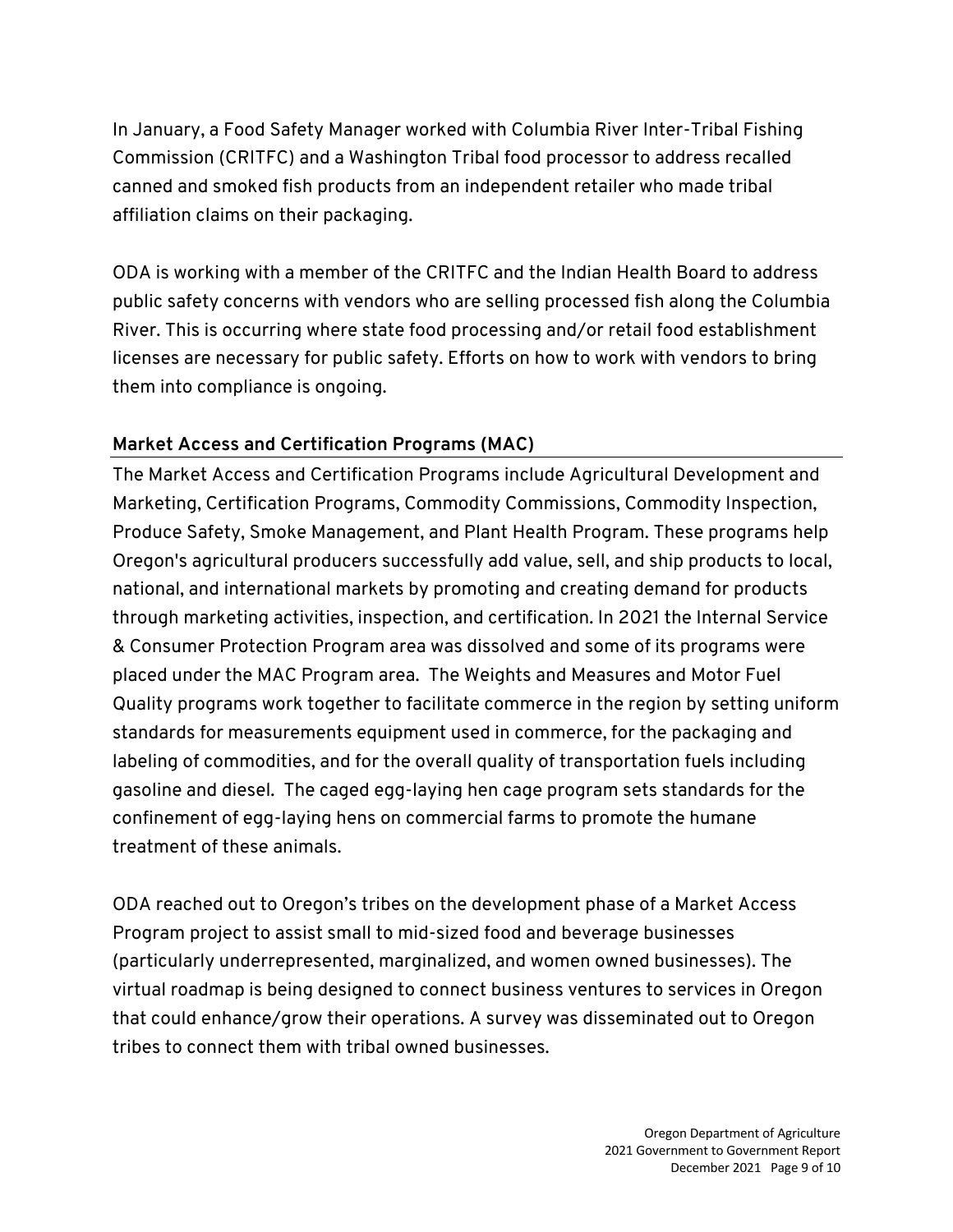In January, a Food Safety Manager worked with Columbia River Inter-Tribal Fishing Commission (CRITFC) and a Washington Tribal food processor to address recalled canned and smoked fish products from an independent retailer who made tribal affiliation claims on their packaging.

ODA is working with a member of the CRITFC and the Indian Health Board to address public safety concerns with vendors who are selling processed fish along the Columbia River. This is occurring where state food processing and/or retail food establishment licenses are necessary for public safety. Efforts on how to work with vendors to bring them into compliance is ongoing.

## Market Access and Certification Programs (MAC)

The Market Access and Certification Programs include Agricultural Development and Marketing, Certification Programs, Commodity Commissions, Commodity Inspection, Produce Safety, Smoke Management, and Plant Health Program. These programs help Oregon's agricultural producers successfully add value, sell, and ship products to local, national, and international markets by promoting and creating demand for products through marketing activities, inspection, and certification. In 2021 the Internal Service & Consumer Protection Program area was dissolved and some of its programs were placed under the MAC Program area. The Weights and Measures and Motor Fuel Quality programs work together to facilitate commerce in the region by setting uniform standards for measurements equipment used in commerce, for the packaging and labeling of commodities, and for the overall quality of transportation fuels including gasoline and diesel. The caged egg-laying hen cage program sets standards for the confinement of egg-laying hens on commercial farms to promote the humane treatment of these animals.

ODA reached out to Oregon's tribes on the development phase of a Market Access Program project to assist small to mid-sized food and beverage businesses (particularly underrepresented, marginalized, and women owned businesses). The virtual roadmap is being designed to connect business ventures to services in Oregon that could enhance/grow their operations. A survey was disseminated out to Oregon tribes to connect them with tribal owned businesses.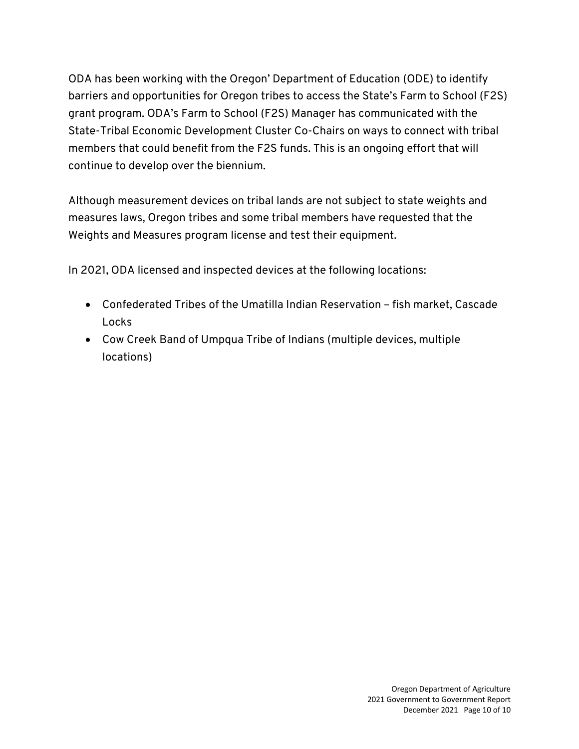ODA has been working with the Oregon' Department of Education (ODE) to identify barriers and opportunities for Oregon tribes to access the State's Farm to School (F2S) grant program. ODA's Farm to School (F2S) Manager has communicated with the State-Tribal Economic Development Cluster Co-Chairs on ways to connect with tribal members that could benefit from the F2S funds. This is an ongoing effort that will continue to develop over the biennium.

Although measurement devices on tribal lands are not subject to state weights and measures laws, Oregon tribes and some tribal members have requested that the Weights and Measures program license and test their equipment.

In 2021, ODA licensed and inspected devices at the following locations:

- Confederated Tribes of the Umatilla Indian Reservation – fish market, Cascade Locks
- Cow Creek Band of Umpqua Tribe of Indians (multiple devices, multiple locations)